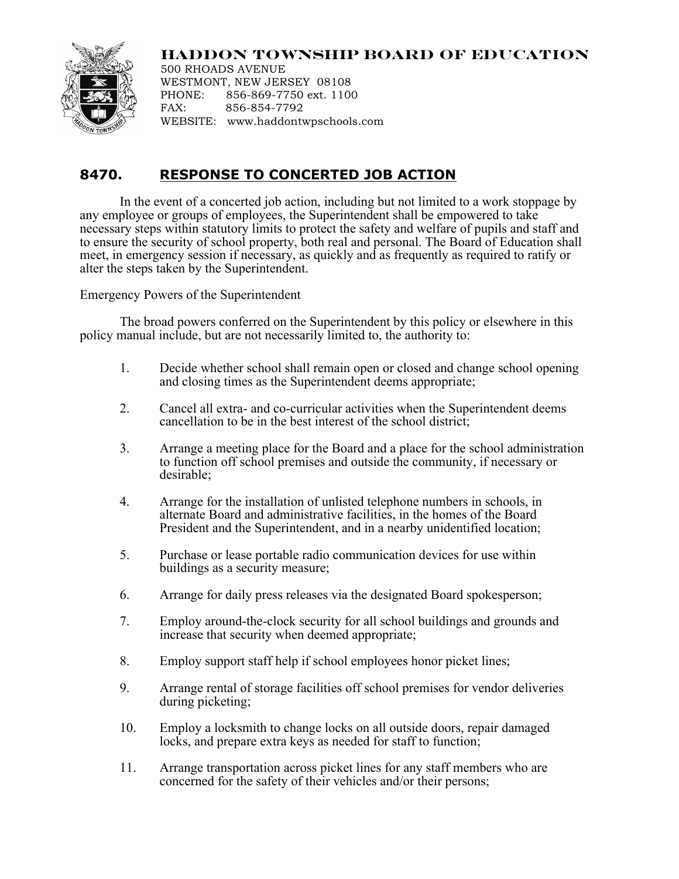**HADDON TOWNSHIP BOARD OF EDUCATION**
500 RHOADS AVENUE
WESTMONT, NEW JERSEY 08108
PHONE: 856-869-7750 ext. 1100
FAX: 856-854-7792
WEBSITE: www.haddontwpschools.com

## 8470. RESPONSE TO CONCERTED JOB ACTION

In the event of a concerted job action, including but not limited to a work stoppage by any employee or groups of employees, the Superintendent shall be empowered to take necessary steps within statutory limits to protect the safety and welfare of pupils and staff and to ensure the security of school property, both real and personal. The Board of Education shall meet, in emergency session if necessary, as quickly and as frequently as required to ratify or alter the steps taken by the Superintendent.

Emergency Powers of the Superintendent

The broad powers conferred on the Superintendent by this policy or elsewhere in this policy manual include, but are not necessarily limited to, the authority to:

1. Decide whether school shall remain open or closed and change school opening and closing times as the Superintendent deems appropriate;

2. Cancel all extra- and co-curricular activities when the Superintendent deems cancellation to be in the best interest of the school district;

3. Arrange a meeting place for the Board and a place for the school administration to function off school premises and outside the community, if necessary or desirable;

4. Arrange for the installation of unlisted telephone numbers in schools, in alternate Board and administrative facilities, in the homes of the Board President and the Superintendent, and in a nearby unidentified location;

5. Purchase or lease portable radio communication devices for use within buildings as a security measure;

6. Arrange for daily press releases via the designated Board spokesperson;

7. Employ around-the-clock security for all school buildings and grounds and increase that security when deemed appropriate;

8. Employ support staff help if school employees honor picket lines;

9. Arrange rental of storage facilities off school premises for vendor deliveries during picketing;

10. Employ a locksmith to change locks on all outside doors, repair damaged locks, and prepare extra keys as needed for staff to function;

11. Arrange transportation across picket lines for any staff members who are concerned for the safety of their vehicles and/or their persons;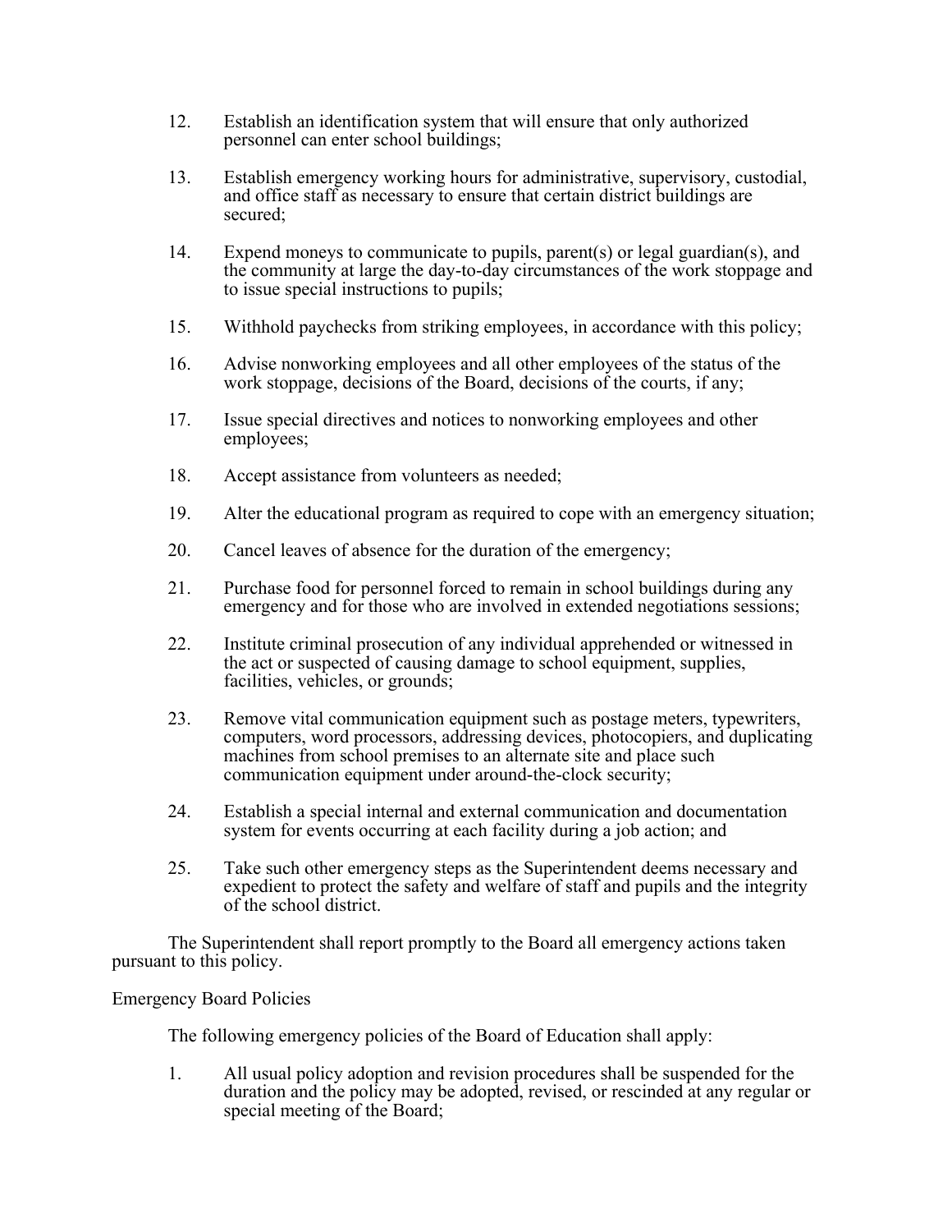12. Establish an identification system that will ensure that only authorized personnel can enter school buildings;

13. Establish emergency working hours for administrative, supervisory, custodial, and office staff as necessary to ensure that certain district buildings are secured;

14. Expend moneys to communicate to pupils, parent(s) or legal guardian(s), and the community at large the day-to-day circumstances of the work stoppage and to issue special instructions to pupils;

15. Withhold paychecks from striking employees, in accordance with this policy;

16. Advise nonworking employees and all other employees of the status of the work stoppage, decisions of the Board, decisions of the courts, if any;

17. Issue special directives and notices to nonworking employees and other employees;

18. Accept assistance from volunteers as needed;

19. Alter the educational program as required to cope with an emergency situation;

20. Cancel leaves of absence for the duration of the emergency;

21. Purchase food for personnel forced to remain in school buildings during any emergency and for those who are involved in extended negotiations sessions;

22. Institute criminal prosecution of any individual apprehended or witnessed in the act or suspected of causing damage to school equipment, supplies, facilities, vehicles, or grounds;

23. Remove vital communication equipment such as postage meters, typewriters, computers, word processors, addressing devices, photocopiers, and duplicating machines from school premises to an alternate site and place such communication equipment under around-the-clock security;

24. Establish a special internal and external communication and documentation system for events occurring at each facility during a job action; and

25. Take such other emergency steps as the Superintendent deems necessary and expedient to protect the safety and welfare of staff and pupils and the integrity of the school district.

The Superintendent shall report promptly to the Board all emergency actions taken pursuant to this policy.

Emergency Board Policies

The following emergency policies of the Board of Education shall apply:

1. All usual policy adoption and revision procedures shall be suspended for the duration and the policy may be adopted, revised, or rescinded at any regular or special meeting of the Board;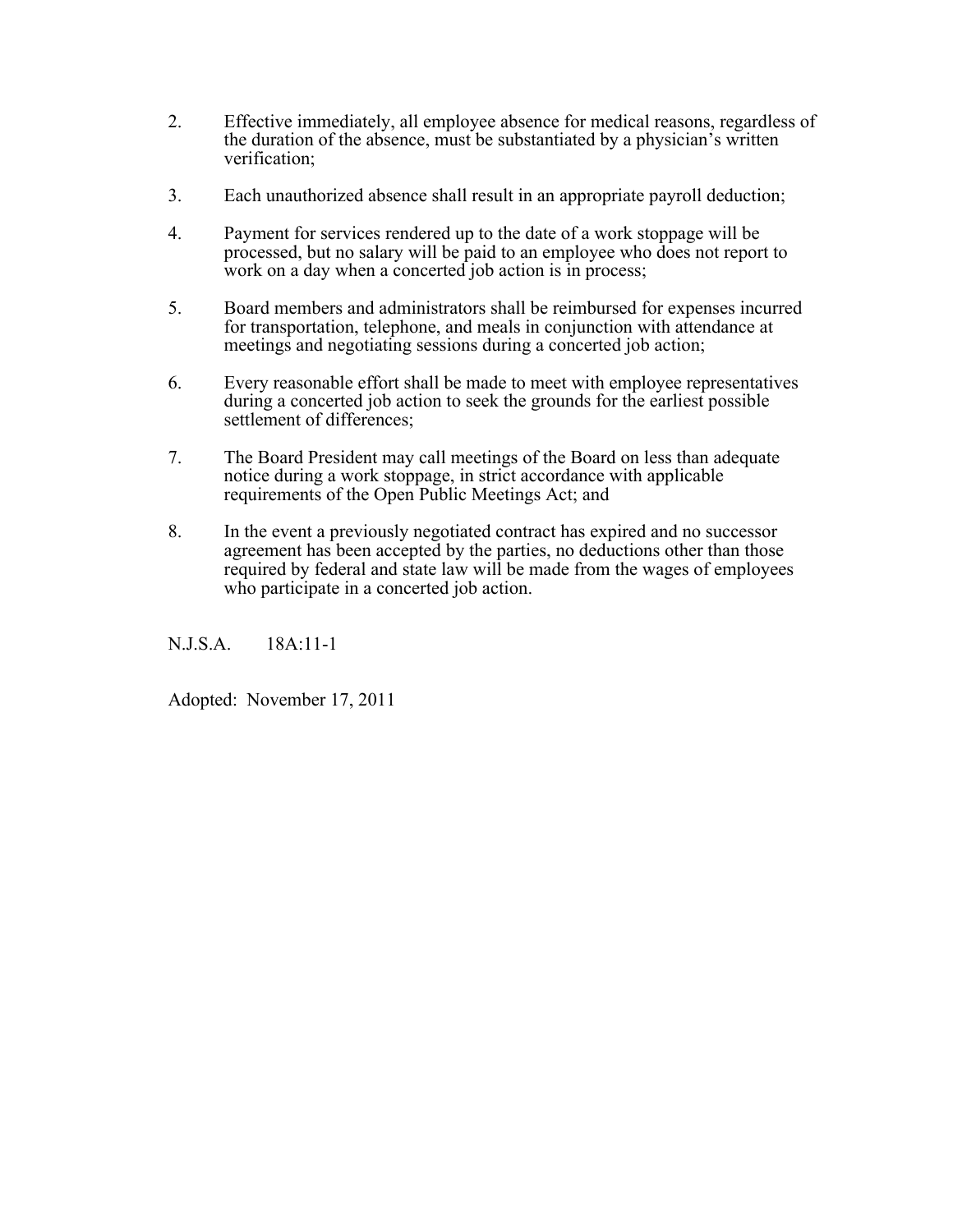2. Effective immediately, all employee absence for medical reasons, regardless of the duration of the absence, must be substantiated by a physician's written verification;

3. Each unauthorized absence shall result in an appropriate payroll deduction;

4. Payment for services rendered up to the date of a work stoppage will be processed, but no salary will be paid to an employee who does not report to work on a day when a concerted job action is in process;

5. Board members and administrators shall be reimbursed for expenses incurred for transportation, telephone, and meals in conjunction with attendance at meetings and negotiating sessions during a concerted job action;

6. Every reasonable effort shall be made to meet with employee representatives during a concerted job action to seek the grounds for the earliest possible settlement of differences;

7. The Board President may call meetings of the Board on less than adequate notice during a work stoppage, in strict accordance with applicable requirements of the Open Public Meetings Act; and

8. In the event a previously negotiated contract has expired and no successor agreement has been accepted by the parties, no deductions other than those required by federal and state law will be made from the wages of employees who participate in a concerted job action.

N.J.S.A. 18A:11-1

Adopted: November 17, 2011